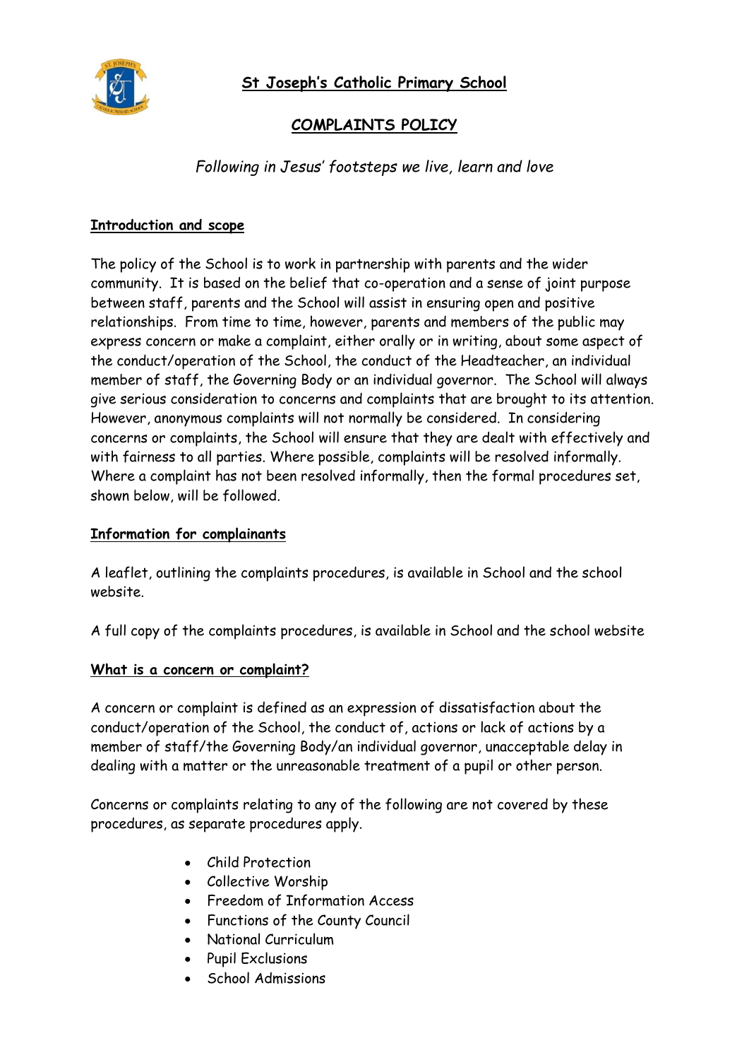# St Joseph's Catholic Primary School

## COMPLAINTS POLICY

*Following in Jesus' footsteps we live, learn and love*

### Introduction and scope

The policy of the School is to work in partnership with parents and the wider community. It is based on the belief that co-operation and a sense of joint purpose between staff, parents and the School will assist in ensuring open and positive relationships. From time to time, however, parents and members of the public may express concern or make a complaint, either orally or in writing, about some aspect of the conduct/operation of the School, the conduct of the Headteacher, an individual member of staff, the Governing Body or an individual governor. The School will always give serious consideration to concerns and complaints that are brought to its attention. However, anonymous complaints will not normally be considered. In considering concerns or complaints, the School will ensure that they are dealt with effectively and with fairness to all parties. Where possible, complaints will be resolved informally. Where a complaint has not been resolved informally, then the formal procedures set, shown below, will be followed.

### Information for complainants

A leaflet, outlining the complaints procedures, is available in School and the school website.

A full copy of the complaints procedures, is available in School and the school website

### What is a concern or complaint?

A concern or complaint is defined as an expression of dissatisfaction about the conduct/operation of the School, the conduct of, actions or lack of actions by a member of staff/the Governing Body/an individual governor, unacceptable delay in dealing with a matter or the unreasonable treatment of a pupil or other person.

Concerns or complaints relating to any of the following are not covered by these procedures, as separate procedures apply.

- Child Protection
- Collective Worship
- Freedom of Information Access
- Functions of the County Council
- National Curriculum
- Pupil Exclusions
- School Admissions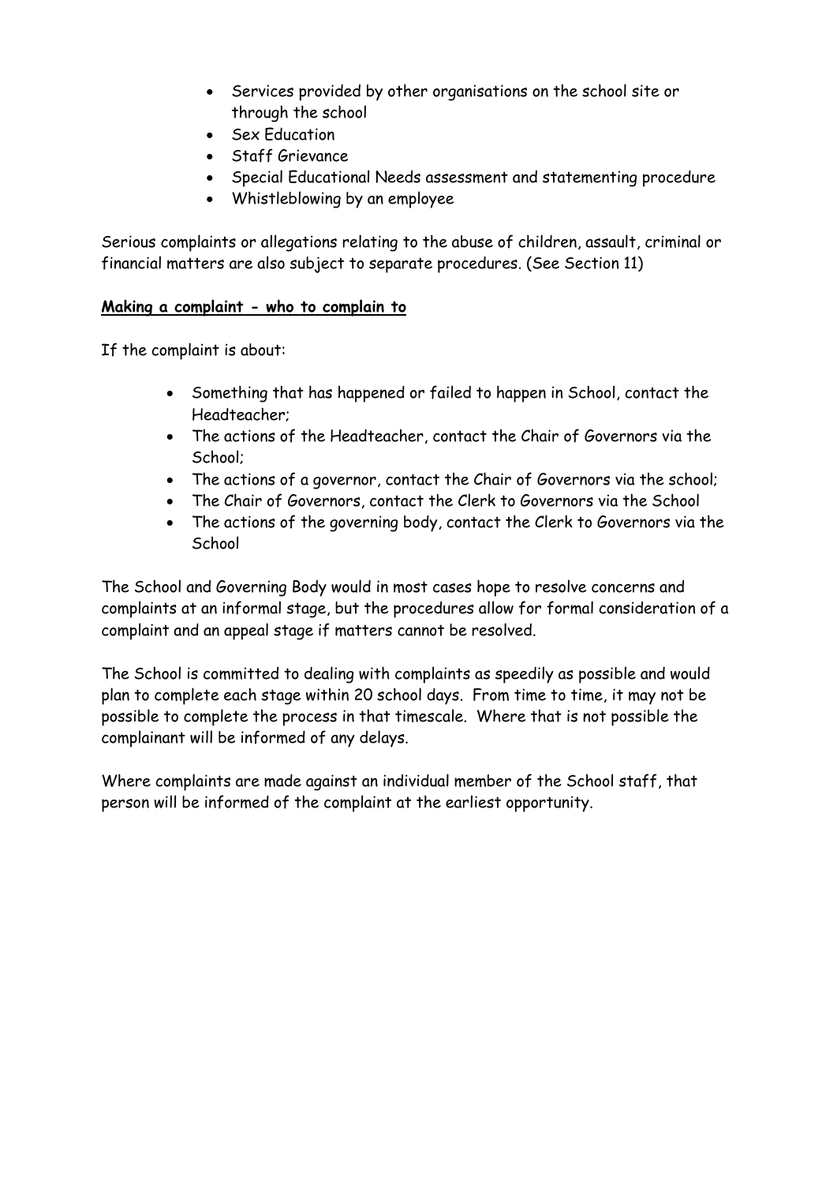- Services provided by other organisations on the school site or through the school
- Sex Education
- Staff Grievance
- Special Educational Needs assessment and statementing procedure
- Whistleblowing by an employee

Serious complaints or allegations relating to the abuse of children, assault, criminal or financial matters are also subject to separate procedures. (See Section 11)

**Making a complaint - who to complain to**

If the complaint is about:

- Something that has happened or failed to happen in School, contact the Headteacher;
- The actions of the Headteacher, contact the Chair of Governors via the School;
- The actions of a governor, contact the Chair of Governors via the school;
- The Chair of Governors, contact the Clerk to Governors via the School
- The actions of the governing body, contact the Clerk to Governors via the School

The School and Governing Body would in most cases hope to resolve concerns and complaints at an informal stage, but the procedures allow for formal consideration of a complaint and an appeal stage if matters cannot be resolved.

The School is committed to dealing with complaints as speedily as possible and would plan to complete each stage within 20 school days. From time to time, it may not be possible to complete the process in that timescale. Where that is not possible the complainant will be informed of any delays.

Where complaints are made against an individual member of the School staff, that person will be informed of the complaint at the earliest opportunity.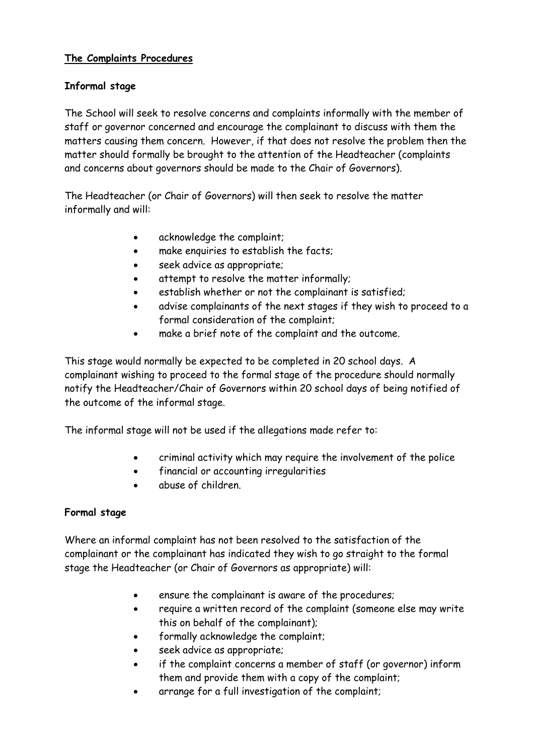**The Complaints Procedures**

**Informal stage**

The School will seek to resolve concerns and complaints informally with the member of staff or governor concerned and encourage the complainant to discuss with them the matters causing them concern. However, if that does not resolve the problem then the matter should formally be brought to the attention of the Headteacher (complaints and concerns about governors should be made to the Chair of Governors).

The Headteacher (or Chair of Governors) will then seek to resolve the matter informally and will:

- acknowledge the complaint;
- make enquiries to establish the facts;
- seek advice as appropriate;
- attempt to resolve the matter informally;
- establish whether or not the complainant is satisfied;
- advise complainants of the next stages if they wish to proceed to a formal consideration of the complaint;
- make a brief note of the complaint and the outcome.

This stage would normally be expected to be completed in 20 school days. A complainant wishing to proceed to the formal stage of the procedure should normally notify the Headteacher/Chair of Governors within 20 school days of being notified of the outcome of the informal stage.

The informal stage will not be used if the allegations made refer to:

- criminal activity which may require the involvement of the police
- financial or accounting irregularities
- abuse of children.

**Formal stage**

Where an informal complaint has not been resolved to the satisfaction of the complainant or the complainant has indicated they wish to go straight to the formal stage the Headteacher (or Chair of Governors as appropriate) will:

- ensure the complainant is aware of the procedures;
- require a written record of the complaint (someone else may write this on behalf of the complainant);
- formally acknowledge the complaint;
- seek advice as appropriate;
- if the complaint concerns a member of staff (or governor) inform them and provide them with a copy of the complaint;
- arrange for a full investigation of the complaint;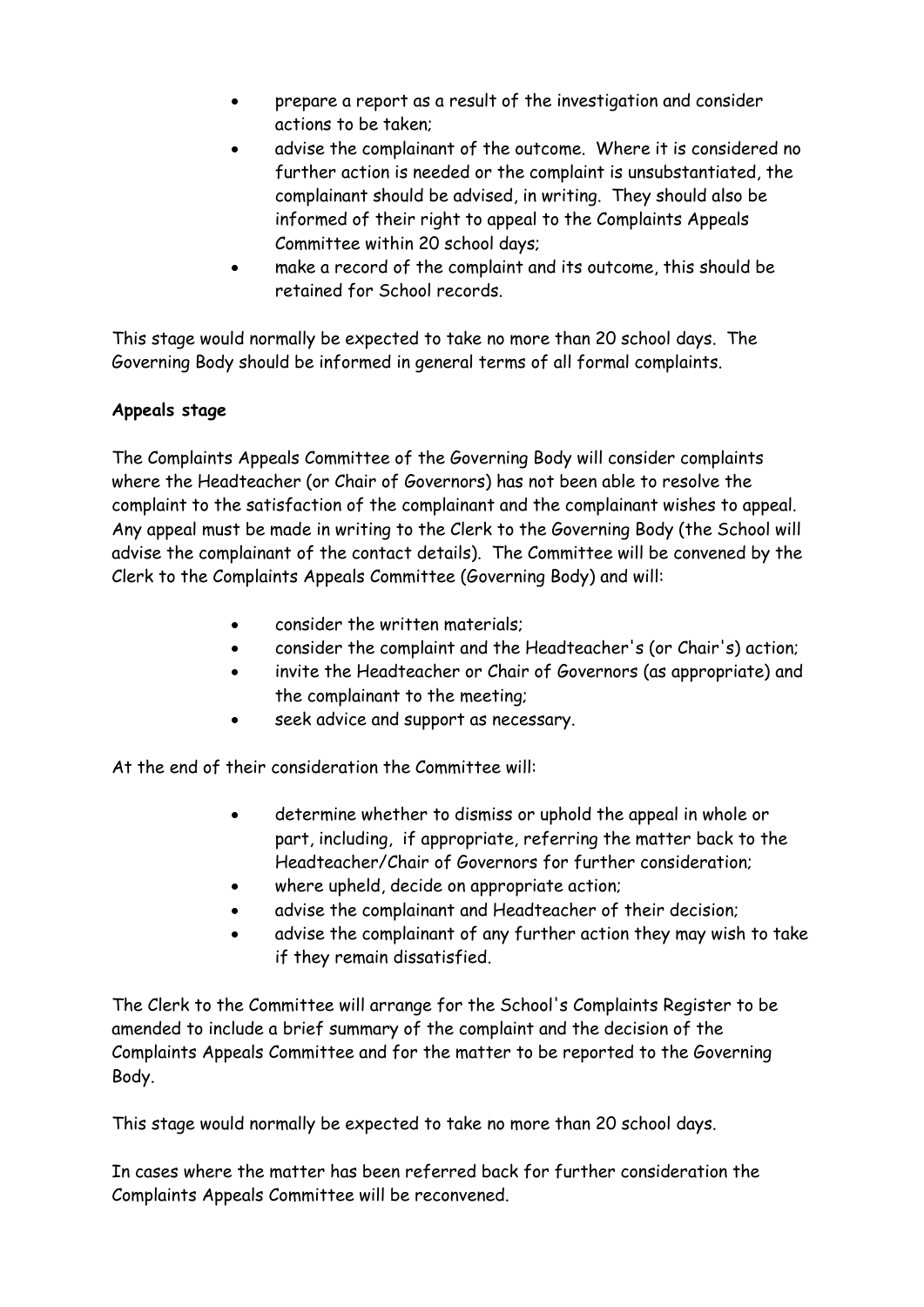- prepare a report as a result of the investigation and consider actions to be taken;
- advise the complainant of the outcome. Where it is considered no further action is needed or the complaint is unsubstantiated, the complainant should be advised, in writing. They should also be informed of their right to appeal to the Complaints Appeals Committee within 20 school days;
- make a record of the complaint and its outcome, this should be retained for School records.

This stage would normally be expected to take no more than 20 school days. The Governing Body should be informed in general terms of all formal complaints.

**Appeals stage**

The Complaints Appeals Committee of the Governing Body will consider complaints where the Headteacher (or Chair of Governors) has not been able to resolve the complaint to the satisfaction of the complainant and the complainant wishes to appeal. Any appeal must be made in writing to the Clerk to the Governing Body (the School will advise the complainant of the contact details). The Committee will be convened by the Clerk to the Complaints Appeals Committee (Governing Body) and will:

- consider the written materials;
- consider the complaint and the Headteacher's (or Chair's) action;
- invite the Headteacher or Chair of Governors (as appropriate) and the complainant to the meeting;
- seek advice and support as necessary.

At the end of their consideration the Committee will:

- determine whether to dismiss or uphold the appeal in whole or part, including, if appropriate, referring the matter back to the Headteacher/Chair of Governors for further consideration;
- where upheld, decide on appropriate action;
- advise the complainant and Headteacher of their decision;
- advise the complainant of any further action they may wish to take if they remain dissatisfied.

The Clerk to the Committee will arrange for the School's Complaints Register to be amended to include a brief summary of the complaint and the decision of the Complaints Appeals Committee and for the matter to be reported to the Governing Body.

This stage would normally be expected to take no more than 20 school days.

In cases where the matter has been referred back for further consideration the Complaints Appeals Committee will be reconvened.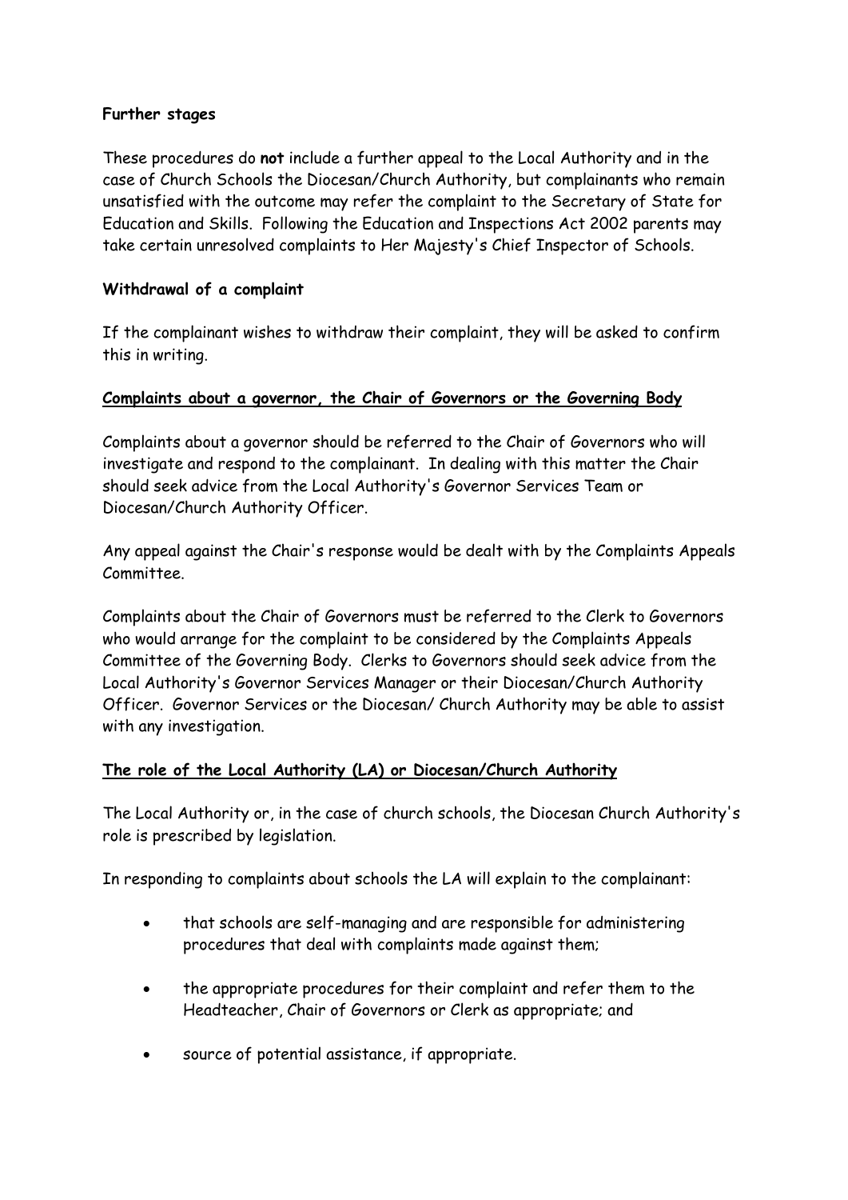**Further stages**

These procedures do **not** include a further appeal to the Local Authority and in the case of Church Schools the Diocesan/Church Authority, but complainants who remain unsatisfied with the outcome may refer the complaint to the Secretary of State for Education and Skills. Following the Education and Inspections Act 2002 parents may take certain unresolved complaints to Her Majesty's Chief Inspector of Schools.

**Withdrawal of a complaint**

If the complainant wishes to withdraw their complaint, they will be asked to confirm this in writing.

**Complaints about a governor, the Chair of Governors or the Governing Body**

Complaints about a governor should be referred to the Chair of Governors who will investigate and respond to the complainant. In dealing with this matter the Chair should seek advice from the Local Authority's Governor Services Team or Diocesan/Church Authority Officer.

Any appeal against the Chair's response would be dealt with by the Complaints Appeals Committee.

Complaints about the Chair of Governors must be referred to the Clerk to Governors who would arrange for the complaint to be considered by the Complaints Appeals Committee of the Governing Body. Clerks to Governors should seek advice from the Local Authority's Governor Services Manager or their Diocesan/Church Authority Officer. Governor Services or the Diocesan/ Church Authority may be able to assist with any investigation.

**The role of the Local Authority (LA) or Diocesan/Church Authority**

The Local Authority or, in the case of church schools, the Diocesan Church Authority's role is prescribed by legislation.

In responding to complaints about schools the LA will explain to the complainant:

- that schools are self-managing and are responsible for administering procedures that deal with complaints made against them;
- the appropriate procedures for their complaint and refer them to the Headteacher, Chair of Governors or Clerk as appropriate; and
- source of potential assistance, if appropriate.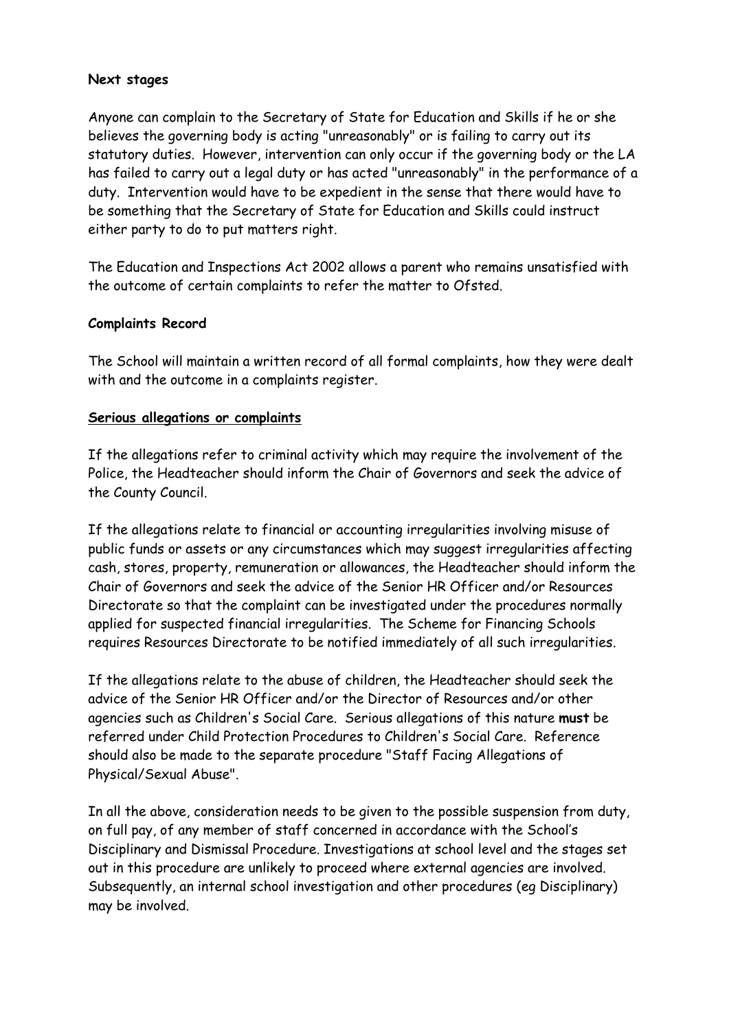**Next stages**

Anyone can complain to the Secretary of State for Education and Skills if he or she believes the governing body is acting "unreasonably" or is failing to carry out its statutory duties. However, intervention can only occur if the governing body or the LA has failed to carry out a legal duty or has acted "unreasonably" in the performance of a duty. Intervention would have to be expedient in the sense that there would have to be something that the Secretary of State for Education and Skills could instruct either party to do to put matters right.

The Education and Inspections Act 2002 allows a parent who remains unsatisfied with the outcome of certain complaints to refer the matter to Ofsted.

**Complaints Record**

The School will maintain a written record of all formal complaints, how they were dealt with and the outcome in a complaints register.

**Serious allegations or complaints**

If the allegations refer to criminal activity which may require the involvement of the Police, the Headteacher should inform the Chair of Governors and seek the advice of the County Council.

If the allegations relate to financial or accounting irregularities involving misuse of public funds or assets or any circumstances which may suggest irregularities affecting cash, stores, property, remuneration or allowances, the Headteacher should inform the Chair of Governors and seek the advice of the Senior HR Officer and/or Resources Directorate so that the complaint can be investigated under the procedures normally applied for suspected financial irregularities. The Scheme for Financing Schools requires Resources Directorate to be notified immediately of all such irregularities.

If the allegations relate to the abuse of children, the Headteacher should seek the advice of the Senior HR Officer and/or the Director of Resources and/or other agencies such as Children's Social Care. Serious allegations of this nature **must** be referred under Child Protection Procedures to Children's Social Care. Reference should also be made to the separate procedure "Staff Facing Allegations of Physical/Sexual Abuse".

In all the above, consideration needs to be given to the possible suspension from duty, on full pay, of any member of staff concerned in accordance with the School's Disciplinary and Dismissal Procedure. Investigations at school level and the stages set out in this procedure are unlikely to proceed where external agencies are involved. Subsequently, an internal school investigation and other procedures (eg Disciplinary) may be involved.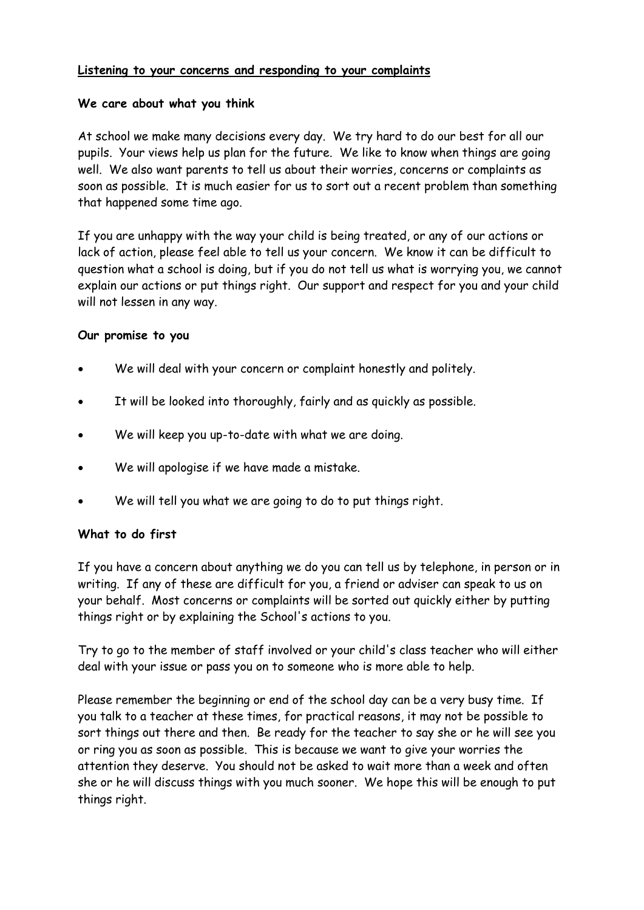**<u>Listening to your concerns and responding to your complaints</u>**

**We care about what you think**

At school we make many decisions every day. We try hard to do our best for all our pupils. Your views help us plan for the future. We like to know when things are going well. We also want parents to tell us about their worries, concerns or complaints as soon as possible. It is much easier for us to sort out a recent problem than something that happened some time ago.

If you are unhappy with the way your child is being treated, or any of our actions or lack of action, please feel able to tell us your concern. We know it can be difficult to question what a school is doing, but if you do not tell us what is worrying you, we cannot explain our actions or put things right. Our support and respect for you and your child will not lessen in any way.

**Our promise to you**

- We will deal with your concern or complaint honestly and politely.
- It will be looked into thoroughly, fairly and as quickly as possible.
- We will keep you up-to-date with what we are doing.
- We will apologise if we have made a mistake.
- We will tell you what we are going to do to put things right.

**What to do first**

If you have a concern about anything we do you can tell us by telephone, in person or in writing. If any of these are difficult for you, a friend or adviser can speak to us on your behalf. Most concerns or complaints will be sorted out quickly either by putting things right or by explaining the School's actions to you.

Try to go to the member of staff involved or your child's class teacher who will either deal with your issue or pass you on to someone who is more able to help.

Please remember the beginning or end of the school day can be a very busy time. If you talk to a teacher at these times, for practical reasons, it may not be possible to sort things out there and then. Be ready for the teacher to say she or he will see you or ring you as soon as possible. This is because we want to give your worries the attention they deserve. You should not be asked to wait more than a week and often she or he will discuss things with you much sooner. We hope this will be enough to put things right.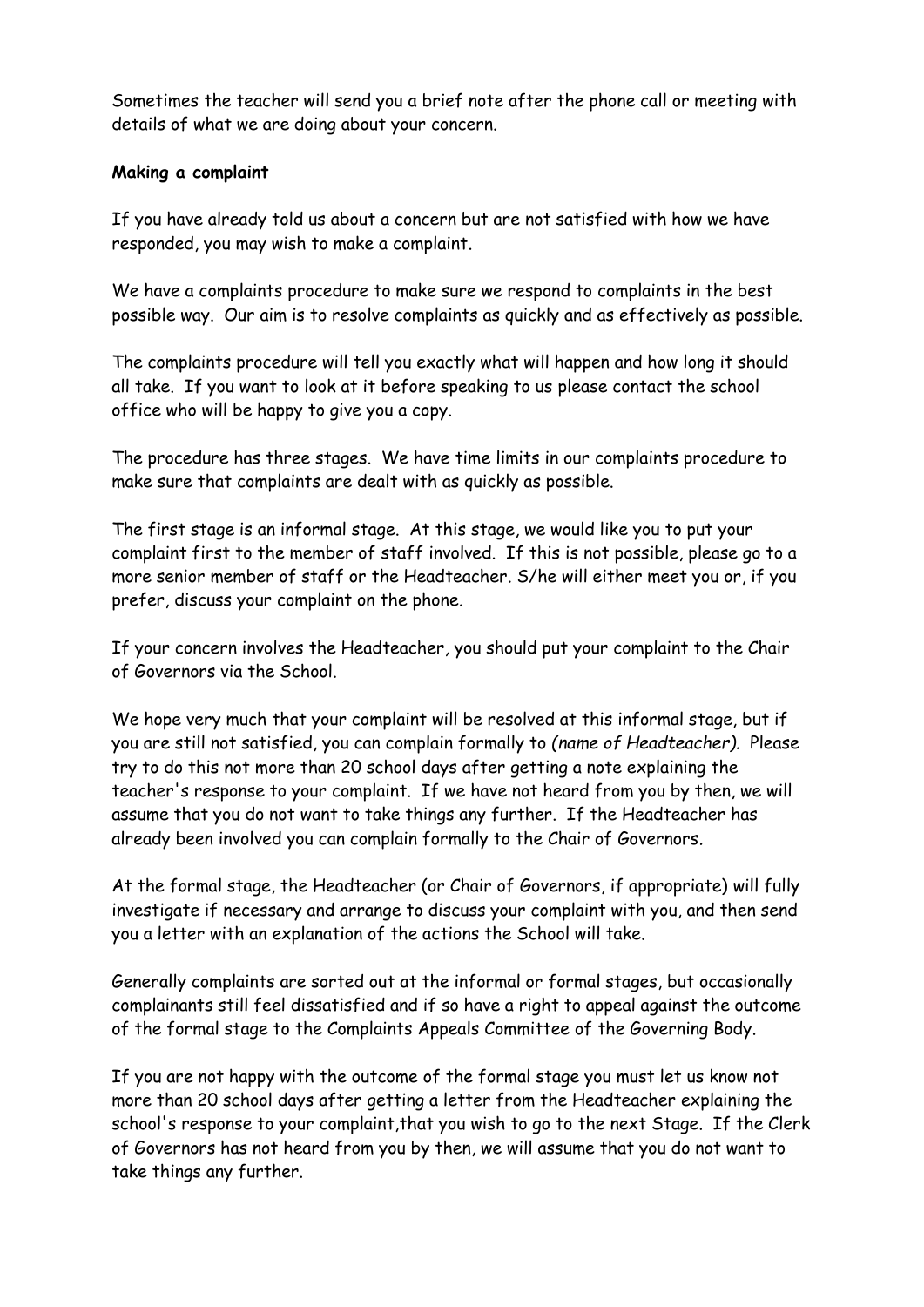Sometimes the teacher will send you a brief note after the phone call or meeting with details of what we are doing about your concern.

**Making a complaint**

If you have already told us about a concern but are not satisfied with how we have responded, you may wish to make a complaint.

We have a complaints procedure to make sure we respond to complaints in the best possible way. Our aim is to resolve complaints as quickly and as effectively as possible.

The complaints procedure will tell you exactly what will happen and how long it should all take. If you want to look at it before speaking to us please contact the school office who will be happy to give you a copy.

The procedure has three stages. We have time limits in our complaints procedure to make sure that complaints are dealt with as quickly as possible.

The first stage is an informal stage. At this stage, we would like you to put your complaint first to the member of staff involved. If this is not possible, please go to a more senior member of staff or the Headteacher. S/he will either meet you or, if you prefer, discuss your complaint on the phone.

If your concern involves the Headteacher, you should put your complaint to the Chair of Governors via the School.

We hope very much that your complaint will be resolved at this informal stage, but if you are still not satisfied, you can complain formally to *(name of Headteacher).* Please try to do this not more than 20 school days after getting a note explaining the teacher's response to your complaint. If we have not heard from you by then, we will assume that you do not want to take things any further. If the Headteacher has already been involved you can complain formally to the Chair of Governors.

At the formal stage, the Headteacher (or Chair of Governors, if appropriate) will fully investigate if necessary and arrange to discuss your complaint with you, and then send you a letter with an explanation of the actions the School will take.

Generally complaints are sorted out at the informal or formal stages, but occasionally complainants still feel dissatisfied and if so have a right to appeal against the outcome of the formal stage to the Complaints Appeals Committee of the Governing Body.

If you are not happy with the outcome of the formal stage you must let us know not more than 20 school days after getting a letter from the Headteacher explaining the school's response to your complaint,that you wish to go to the next Stage. If the Clerk of Governors has not heard from you by then, we will assume that you do not want to take things any further.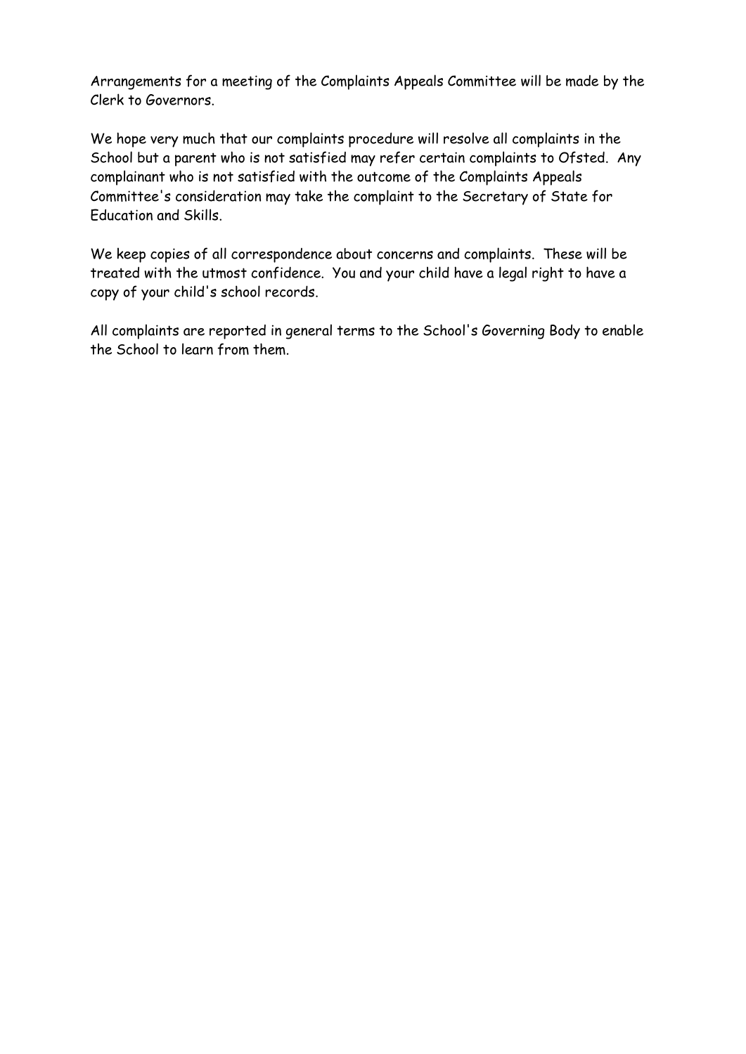Arrangements for a meeting of the Complaints Appeals Committee will be made by the Clerk to Governors.

We hope very much that our complaints procedure will resolve all complaints in the School but a parent who is not satisfied may refer certain complaints to Ofsted. Any complainant who is not satisfied with the outcome of the Complaints Appeals Committee's consideration may take the complaint to the Secretary of State for Education and Skills.

We keep copies of all correspondence about concerns and complaints. These will be treated with the utmost confidence. You and your child have a legal right to have a copy of your child's school records.

All complaints are reported in general terms to the School's Governing Body to enable the School to learn from them.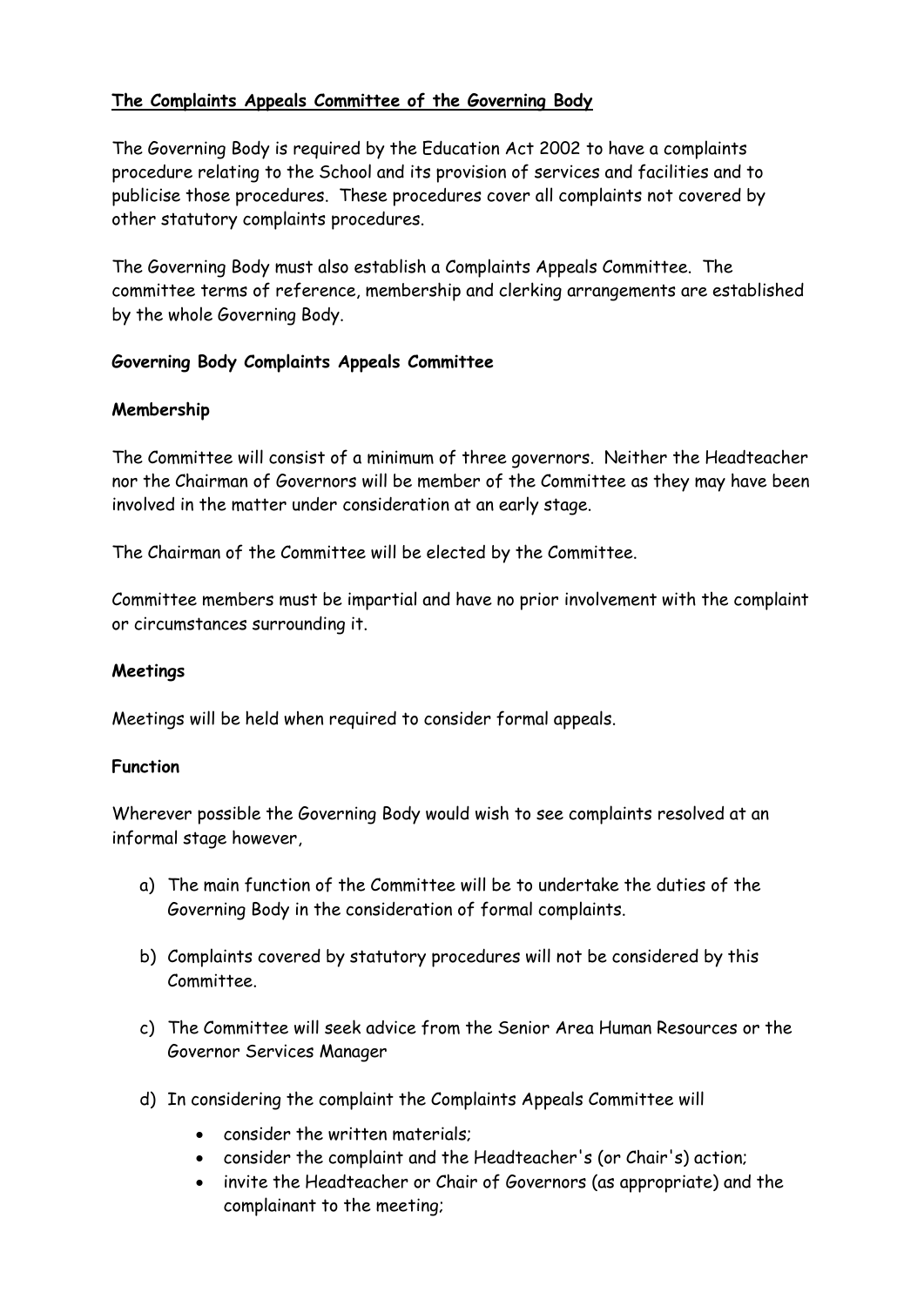**The Complaints Appeals Committee of the Governing Body**

The Governing Body is required by the Education Act 2002 to have a complaints procedure relating to the School and its provision of services and facilities and to publicise those procedures. These procedures cover all complaints not covered by other statutory complaints procedures.

The Governing Body must also establish a Complaints Appeals Committee. The committee terms of reference, membership and clerking arrangements are established by the whole Governing Body.

**Governing Body Complaints Appeals Committee**

**Membership**

The Committee will consist of a minimum of three governors. Neither the Headteacher nor the Chairman of Governors will be member of the Committee as they may have been involved in the matter under consideration at an early stage.

The Chairman of the Committee will be elected by the Committee.

Committee members must be impartial and have no prior involvement with the complaint or circumstances surrounding it.

**Meetings**

Meetings will be held when required to consider formal appeals.

**Function**

Wherever possible the Governing Body would wish to see complaints resolved at an informal stage however,

a) The main function of the Committee will be to undertake the duties of the Governing Body in the consideration of formal complaints.

b) Complaints covered by statutory procedures will not be considered by this Committee.

c) The Committee will seek advice from the Senior Area Human Resources or the Governor Services Manager

d) In considering the complaint the Complaints Appeals Committee will

- consider the written materials;
- consider the complaint and the Headteacher's (or Chair's) action;
- invite the Headteacher or Chair of Governors (as appropriate) and the complainant to the meeting;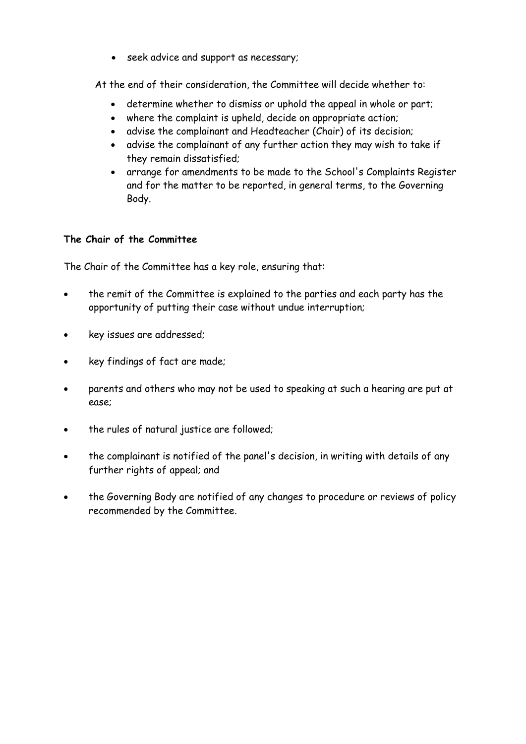- seek advice and support as necessary;

At the end of their consideration, the Committee will decide whether to:

- determine whether to dismiss or uphold the appeal in whole or part;
- where the complaint is upheld, decide on appropriate action;
- advise the complainant and Headteacher (Chair) of its decision;
- advise the complainant of any further action they may wish to take if they remain dissatisfied;
- arrange for amendments to be made to the School's Complaints Register and for the matter to be reported, in general terms, to the Governing Body.

**The Chair of the Committee**

The Chair of the Committee has a key role, ensuring that:

- the remit of the Committee is explained to the parties and each party has the opportunity of putting their case without undue interruption;
- key issues are addressed;
- key findings of fact are made;
- parents and others who may not be used to speaking at such a hearing are put at ease;
- the rules of natural justice are followed;
- the complainant is notified of the panel's decision, in writing with details of any further rights of appeal; and
- the Governing Body are notified of any changes to procedure or reviews of policy recommended by the Committee.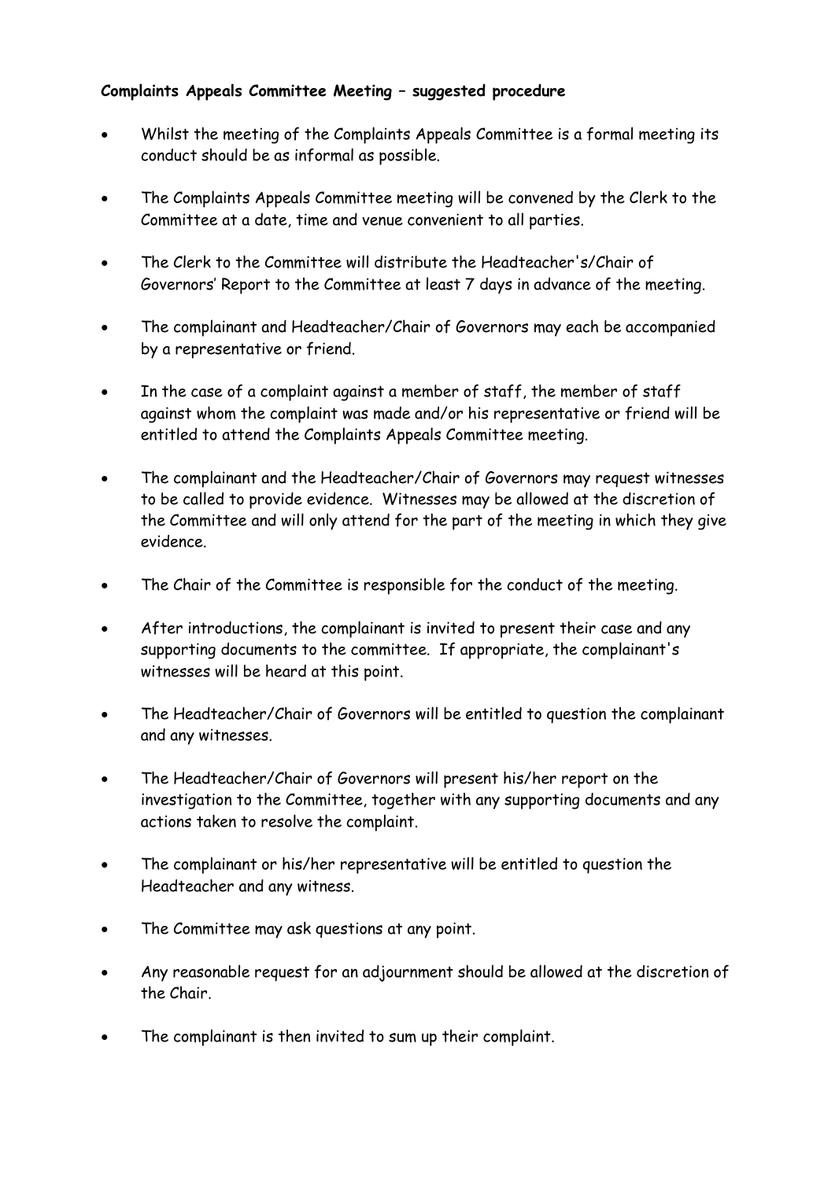**Complaints Appeals Committee Meeting – suggested procedure**

- Whilst the meeting of the Complaints Appeals Committee is a formal meeting its conduct should be as informal as possible.
- The Complaints Appeals Committee meeting will be convened by the Clerk to the Committee at a date, time and venue convenient to all parties.
- The Clerk to the Committee will distribute the Headteacher's/Chair of Governors' Report to the Committee at least 7 days in advance of the meeting.
- The complainant and Headteacher/Chair of Governors may each be accompanied by a representative or friend.
- In the case of a complaint against a member of staff, the member of staff against whom the complaint was made and/or his representative or friend will be entitled to attend the Complaints Appeals Committee meeting.
- The complainant and the Headteacher/Chair of Governors may request witnesses to be called to provide evidence. Witnesses may be allowed at the discretion of the Committee and will only attend for the part of the meeting in which they give evidence.
- The Chair of the Committee is responsible for the conduct of the meeting.
- After introductions, the complainant is invited to present their case and any supporting documents to the committee. If appropriate, the complainant's witnesses will be heard at this point.
- The Headteacher/Chair of Governors will be entitled to question the complainant and any witnesses.
- The Headteacher/Chair of Governors will present his/her report on the investigation to the Committee, together with any supporting documents and any actions taken to resolve the complaint.
- The complainant or his/her representative will be entitled to question the Headteacher and any witness.
- The Committee may ask questions at any point.
- Any reasonable request for an adjournment should be allowed at the discretion of the Chair.
- The complainant is then invited to sum up their complaint.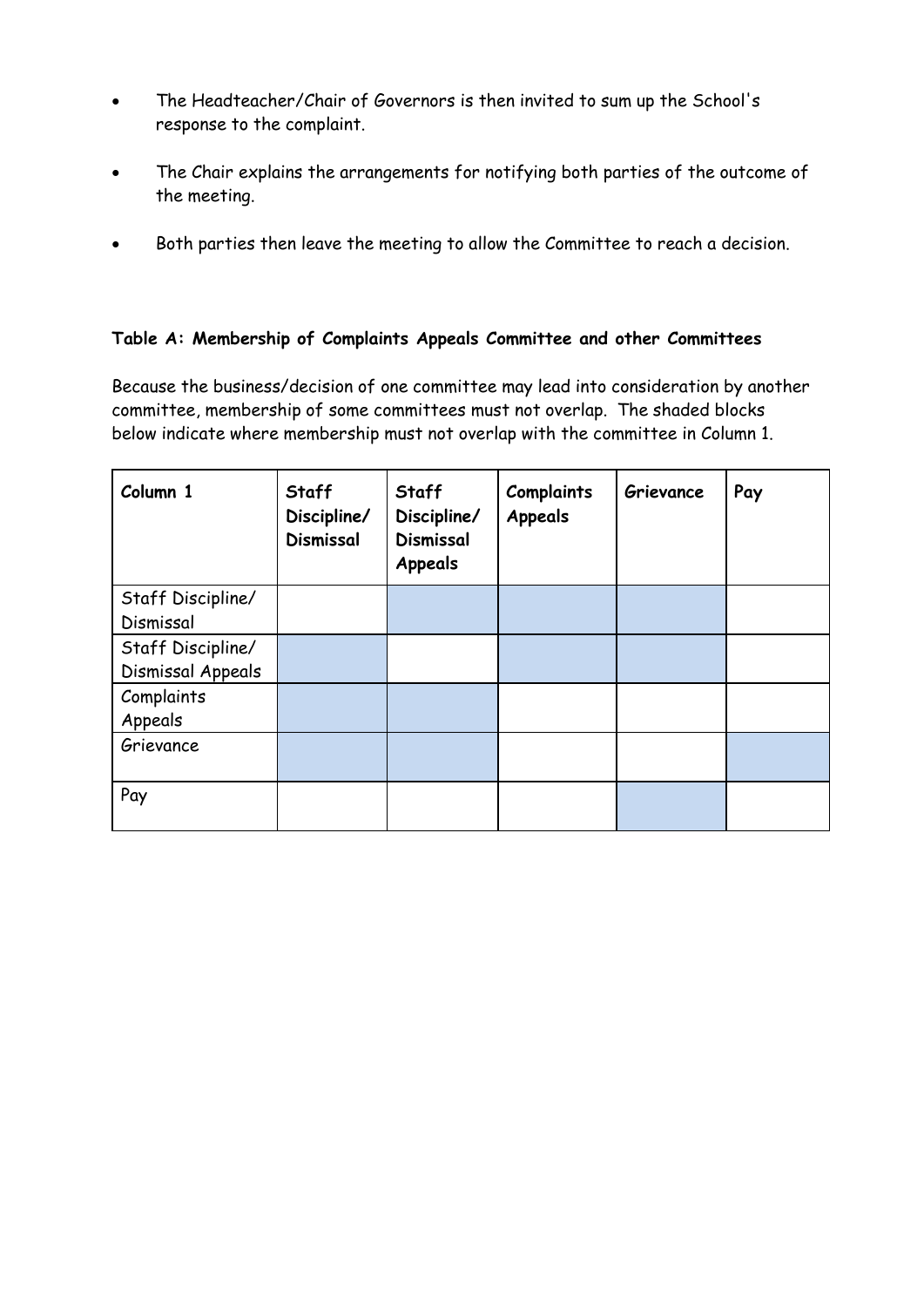- The Headteacher/Chair of Governors is then invited to sum up the School's response to the complaint.
- The Chair explains the arrangements for notifying both parties of the outcome of the meeting.
- Both parties then leave the meeting to allow the Committee to reach a decision.

**Table A: Membership of Complaints Appeals Committee and other Committees**

Because the business/decision of one committee may lead into consideration by another committee, membership of some committees must not overlap. The shaded blocks below indicate where membership must not overlap with the committee in Column 1.

| Column 1 | **Staff Discipline/ Dismissal** | **Staff Discipline/ Dismissal Appeals** | **Complaints Appeals** | **Grievance** | **Pay** |
|---|---|---|---|---|---|
| Staff Discipline/ Dismissal | | ■ | ■ | ■ | |
| Staff Discipline/ Dismissal Appeals | ■ | | ■ | ■ | |
| Complaints Appeals | ■ | ■ | | | |
| Grievance | ■ | ■ | | | ■ |
| Pay | | | | ■ | |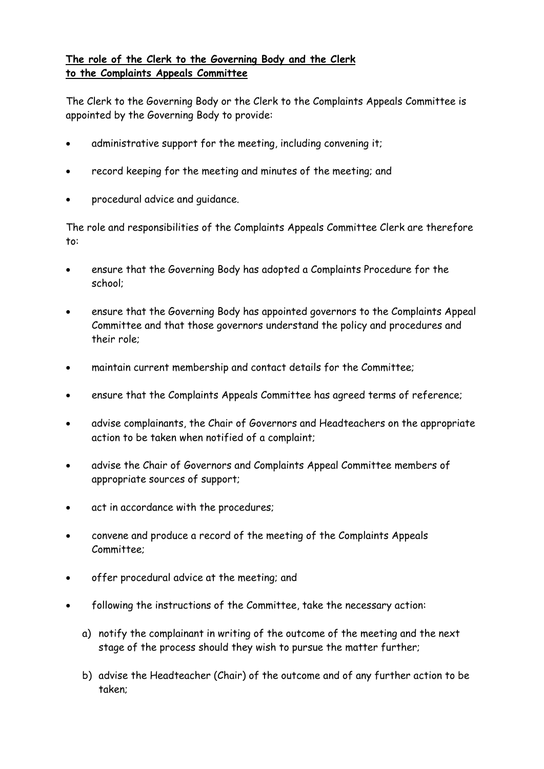**The role of the Clerk to the Governing Body and the Clerk to the Complaints Appeals Committee**

The Clerk to the Governing Body or the Clerk to the Complaints Appeals Committee is appointed by the Governing Body to provide:

- administrative support for the meeting, including convening it;
- record keeping for the meeting and minutes of the meeting; and
- procedural advice and guidance.

The role and responsibilities of the Complaints Appeals Committee Clerk are therefore to:

- ensure that the Governing Body has adopted a Complaints Procedure for the school;
- ensure that the Governing Body has appointed governors to the Complaints Appeal Committee and that those governors understand the policy and procedures and their role;
- maintain current membership and contact details for the Committee;
- ensure that the Complaints Appeals Committee has agreed terms of reference;
- advise complainants, the Chair of Governors and Headteachers on the appropriate action to be taken when notified of a complaint;
- advise the Chair of Governors and Complaints Appeal Committee members of appropriate sources of support;
- act in accordance with the procedures;
- convene and produce a record of the meeting of the Complaints Appeals Committee;
- offer procedural advice at the meeting; and
- following the instructions of the Committee, take the necessary action:
  a) notify the complainant in writing of the outcome of the meeting and the next stage of the process should they wish to pursue the matter further;
  b) advise the Headteacher (Chair) of the outcome and of any further action to be taken;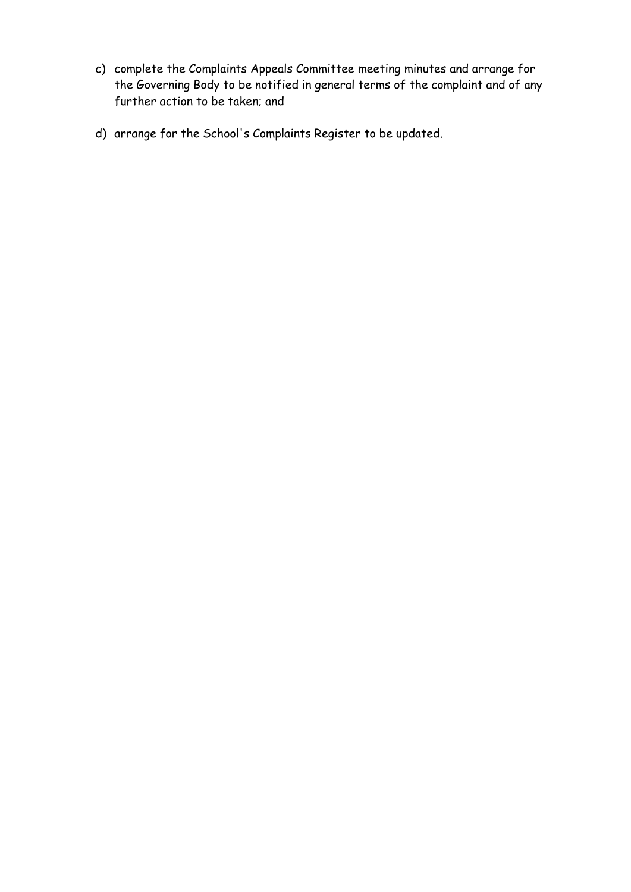c) complete the Complaints Appeals Committee meeting minutes and arrange for the Governing Body to be notified in general terms of the complaint and of any further action to be taken; and

d) arrange for the School's Complaints Register to be updated.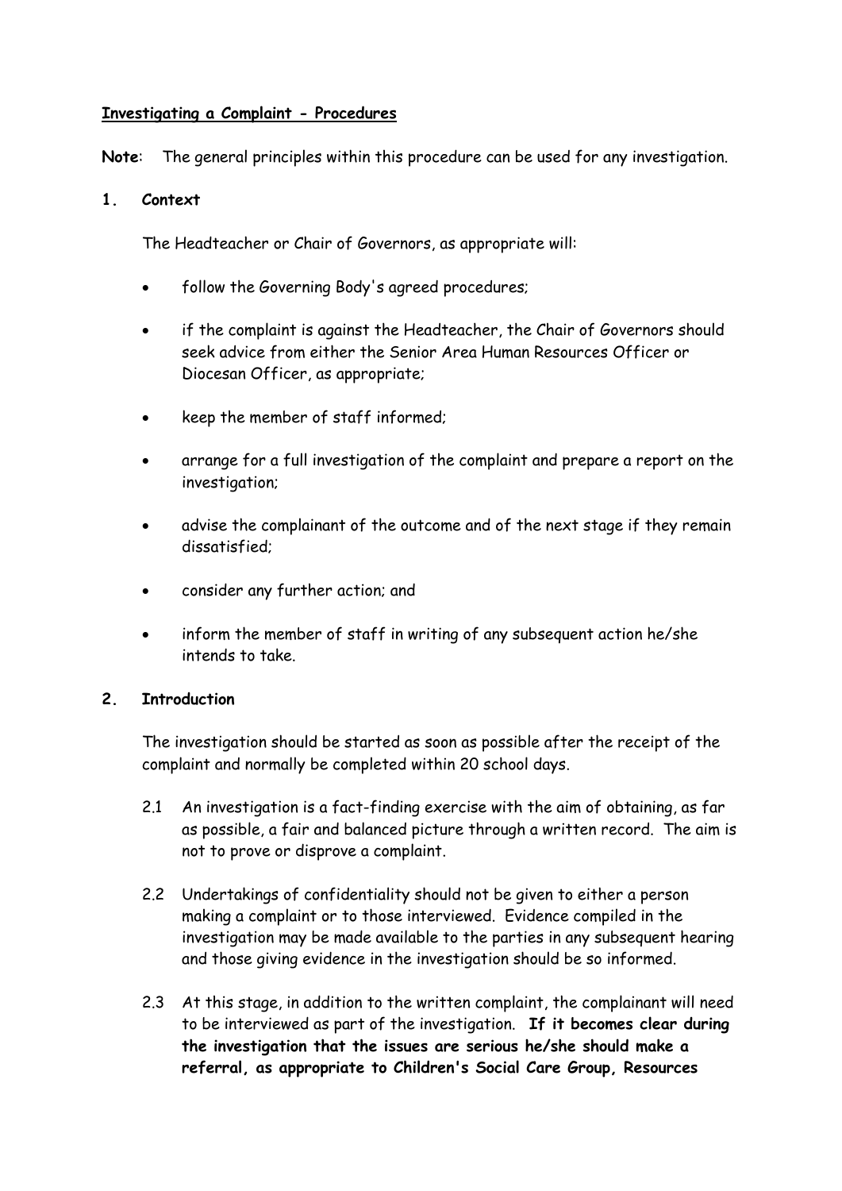**Investigating a Complaint - Procedures**

**Note**: The general principles within this procedure can be used for any investigation.

**1. Context**

The Headteacher or Chair of Governors, as appropriate will:

- follow the Governing Body's agreed procedures;
- if the complaint is against the Headteacher, the Chair of Governors should seek advice from either the Senior Area Human Resources Officer or Diocesan Officer, as appropriate;
- keep the member of staff informed;
- arrange for a full investigation of the complaint and prepare a report on the investigation;
- advise the complainant of the outcome and of the next stage if they remain dissatisfied;
- consider any further action; and
- inform the member of staff in writing of any subsequent action he/she intends to take.

**2. Introduction**

The investigation should be started as soon as possible after the receipt of the complaint and normally be completed within 20 school days.

2.1 An investigation is a fact-finding exercise with the aim of obtaining, as far as possible, a fair and balanced picture through a written record. The aim is not to prove or disprove a complaint.

2.2 Undertakings of confidentiality should not be given to either a person making a complaint or to those interviewed. Evidence compiled in the investigation may be made available to the parties in any subsequent hearing and those giving evidence in the investigation should be so informed.

2.3 At this stage, in addition to the written complaint, the complainant will need to be interviewed as part of the investigation. **If it becomes clear during the investigation that the issues are serious he/she should make a referral, as appropriate to Children's Social Care Group, Resources**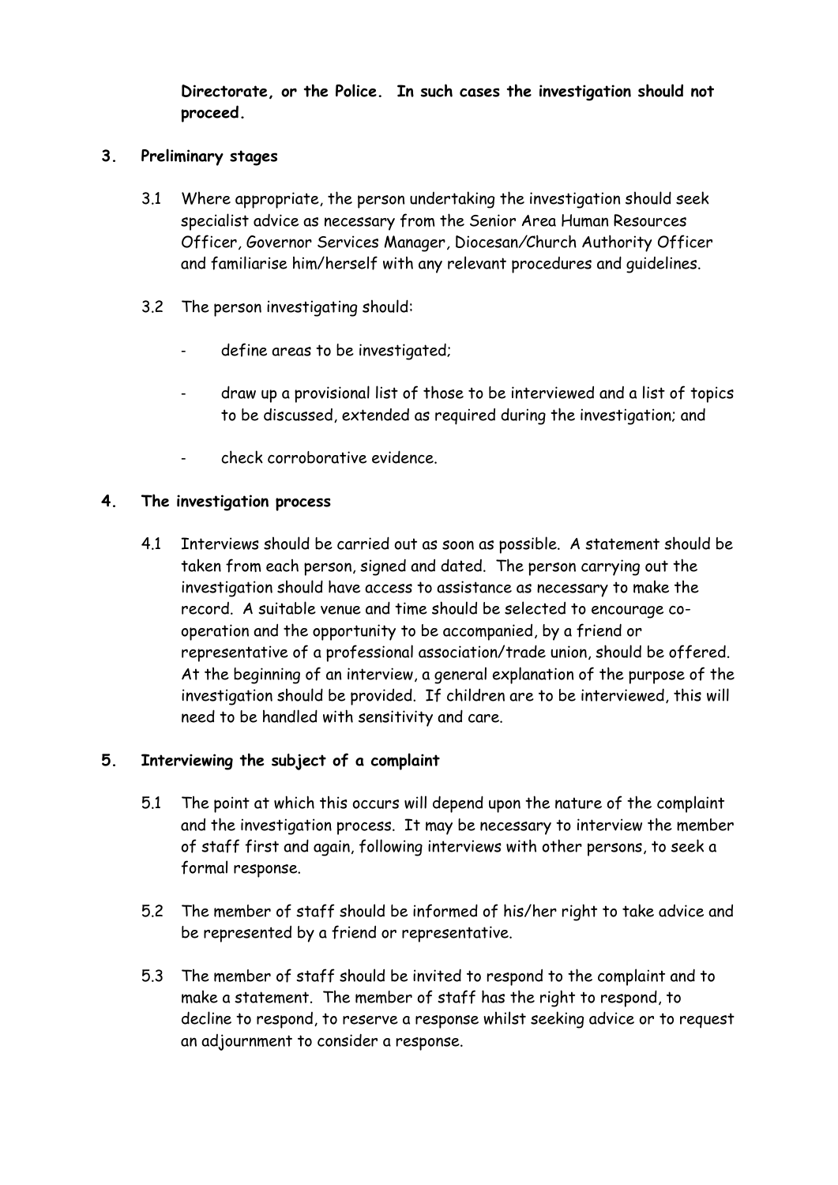**Directorate, or the Police. In such cases the investigation should not proceed.**

## 3. Preliminary stages

3.1 Where appropriate, the person undertaking the investigation should seek specialist advice as necessary from the Senior Area Human Resources Officer, Governor Services Manager, Diocesan/Church Authority Officer and familiarise him/herself with any relevant procedures and guidelines.

3.2 The person investigating should:

- define areas to be investigated;
- draw up a provisional list of those to be interviewed and a list of topics to be discussed, extended as required during the investigation; and
- check corroborative evidence.

## 4. The investigation process

4.1 Interviews should be carried out as soon as possible. A statement should be taken from each person, signed and dated. The person carrying out the investigation should have access to assistance as necessary to make the record. A suitable venue and time should be selected to encourage co-operation and the opportunity to be accompanied, by a friend or representative of a professional association/trade union, should be offered. At the beginning of an interview, a general explanation of the purpose of the investigation should be provided. If children are to be interviewed, this will need to be handled with sensitivity and care.

## 5. Interviewing the subject of a complaint

5.1 The point at which this occurs will depend upon the nature of the complaint and the investigation process. It may be necessary to interview the member of staff first and again, following interviews with other persons, to seek a formal response.

5.2 The member of staff should be informed of his/her right to take advice and be represented by a friend or representative.

5.3 The member of staff should be invited to respond to the complaint and to make a statement. The member of staff has the right to respond, to decline to respond, to reserve a response whilst seeking advice or to request an adjournment to consider a response.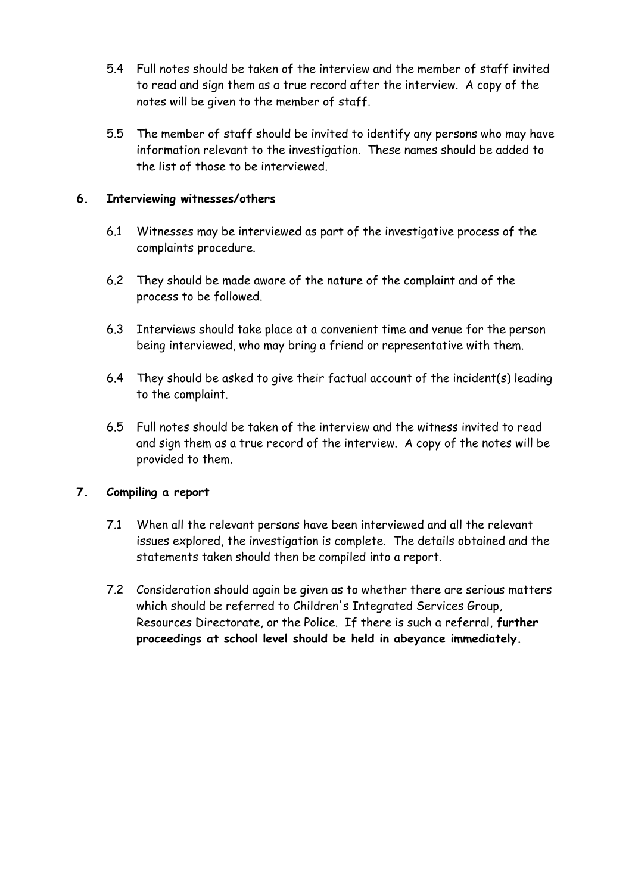5.4 Full notes should be taken of the interview and the member of staff invited to read and sign them as a true record after the interview. A copy of the notes will be given to the member of staff.

5.5 The member of staff should be invited to identify any persons who may have information relevant to the investigation. These names should be added to the list of those to be interviewed.

## 6. Interviewing witnesses/others

6.1 Witnesses may be interviewed as part of the investigative process of the complaints procedure.

6.2 They should be made aware of the nature of the complaint and of the process to be followed.

6.3 Interviews should take place at a convenient time and venue for the person being interviewed, who may bring a friend or representative with them.

6.4 They should be asked to give their factual account of the incident(s) leading to the complaint.

6.5 Full notes should be taken of the interview and the witness invited to read and sign them as a true record of the interview. A copy of the notes will be provided to them.

## 7. Compiling a report

7.1 When all the relevant persons have been interviewed and all the relevant issues explored, the investigation is complete. The details obtained and the statements taken should then be compiled into a report.

7.2 Consideration should again be given as to whether there are serious matters which should be referred to Children's Integrated Services Group, Resources Directorate, or the Police. If there is such a referral, **further proceedings at school level should be held in abeyance immediately.**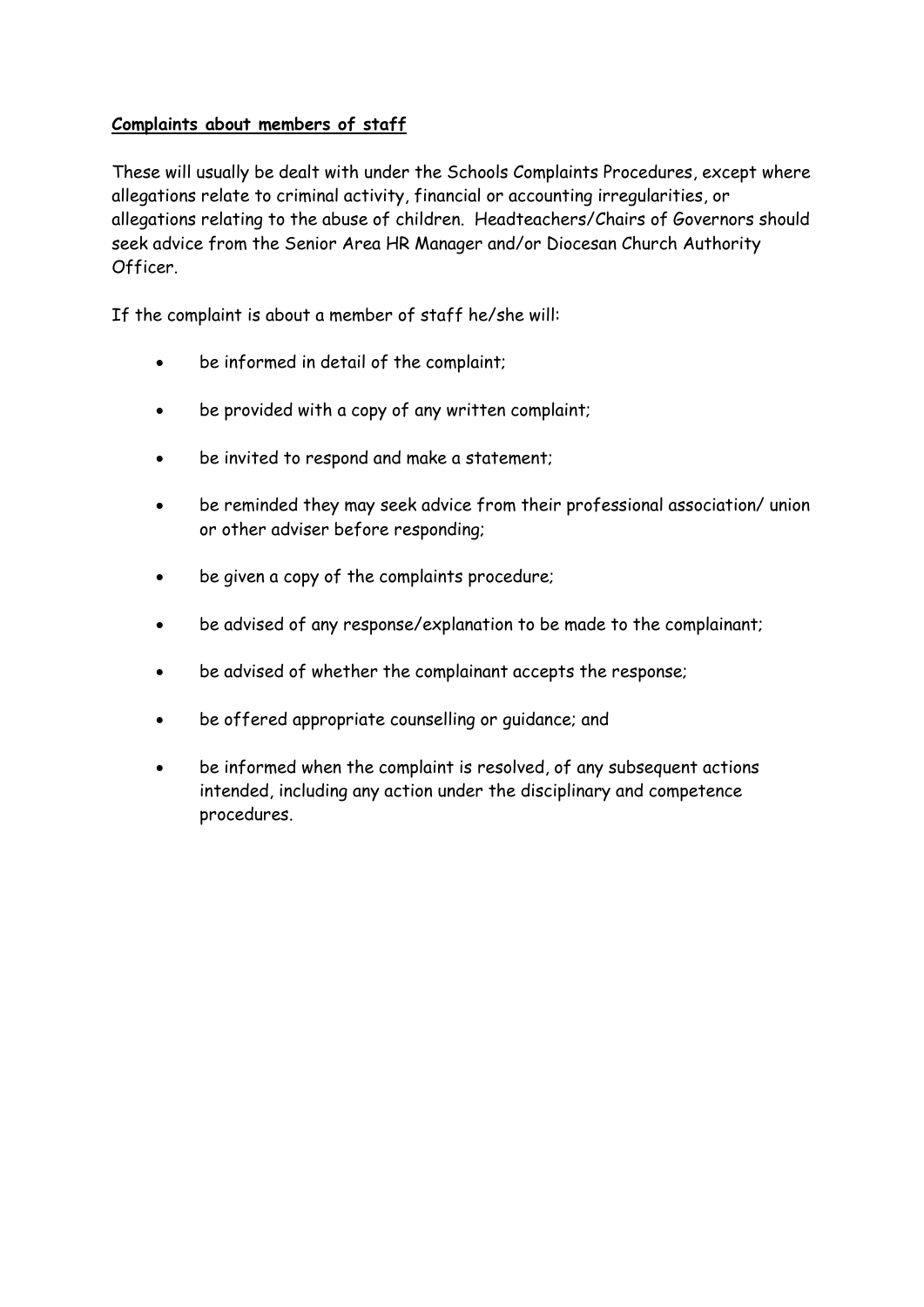**Complaints about members of staff**

These will usually be dealt with under the Schools Complaints Procedures, except where allegations relate to criminal activity, financial or accounting irregularities, or allegations relating to the abuse of children. Headteachers/Chairs of Governors should seek advice from the Senior Area HR Manager and/or Diocesan Church Authority Officer.

If the complaint is about a member of staff he/she will:

- be informed in detail of the complaint;
- be provided with a copy of any written complaint;
- be invited to respond and make a statement;
- be reminded they may seek advice from their professional association/ union or other adviser before responding;
- be given a copy of the complaints procedure;
- be advised of any response/explanation to be made to the complainant;
- be advised of whether the complainant accepts the response;
- be offered appropriate counselling or guidance; and
- be informed when the complaint is resolved, of any subsequent actions intended, including any action under the disciplinary and competence procedures.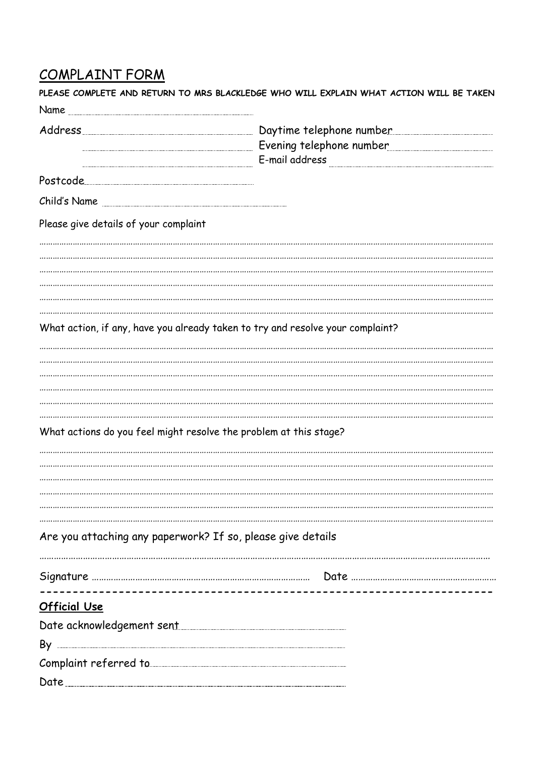# COMPLAINT FORM

**PLEASE COMPLETE AND RETURN TO MRS BLACKLEDGE WHO WILL EXPLAIN WHAT ACTION WILL BE TAKEN**

Name ..............................................................

Address .............................................................. Daytime telephone number ..............................................................

.............................................................. Evening telephone number ..............................................................

.............................................................. E-mail address ..............................................................

Postcode ..............................................................

Child's Name ..............................................................

Please give details of your complaint

..............................................................

..............................................................

..............................................................

..............................................................

..............................................................

..............................................................

What action, if any, have you already taken to try and resolve your complaint?

..............................................................

..............................................................

..............................................................

..............................................................

..............................................................

..............................................................

What actions do you feel might resolve the problem at this stage?

..............................................................

..............................................................

..............................................................

..............................................................

..............................................................

..............................................................

Are you attaching any paperwork? If so, please give details

..............................................................

Signature .............................................................. Date ..............................................................

---

**Official Use**

Date acknowledgement sent ..............................................................

By ..............................................................

Complaint referred to ..............................................................

Date ..............................................................